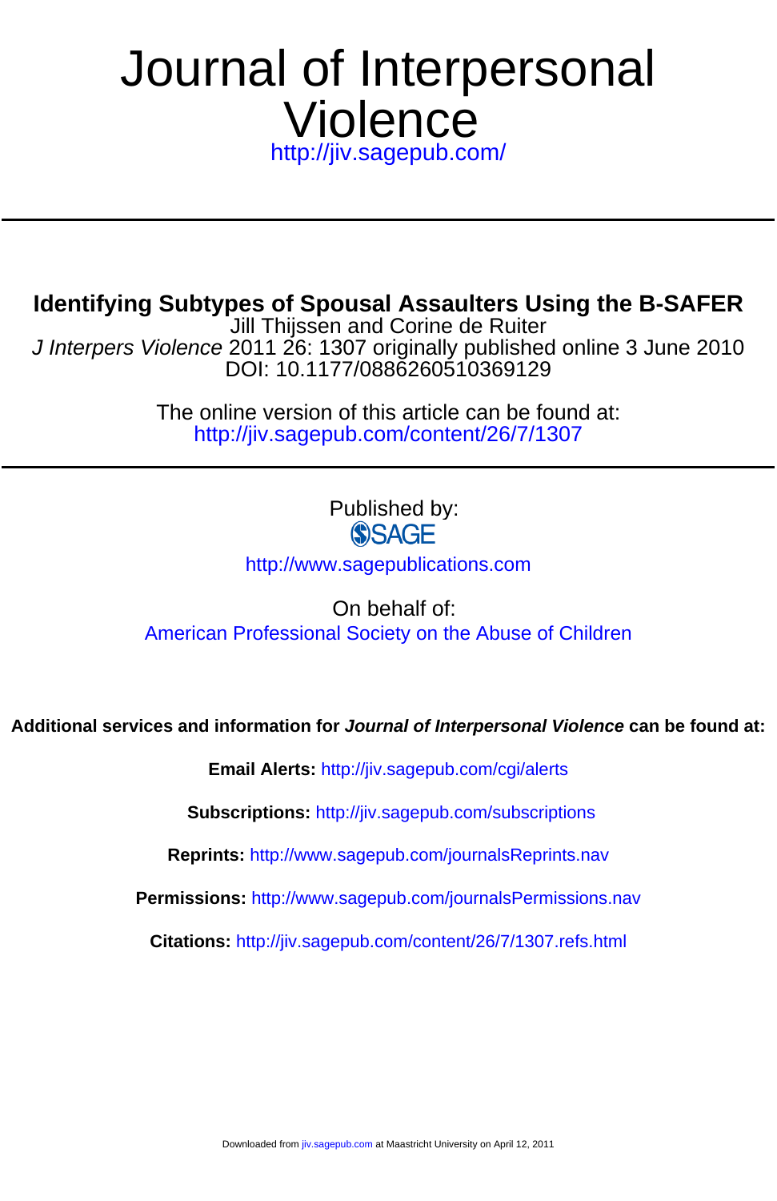# Journal of Interpersonal Violence

http://jiv.sagepub.com/

## Identifying Subtypes of Spousal Assaulters Using the B-SAFER

Jill Thijssen and Corine de Ruiter

*J Interpers Violence* 2011 26: 1307 originally published online 3 June 2010

DOI: 10.1177/0886260510369129

The online version of this article can be found at:

http://jiv.sagepub.com/content/26/7/1307

Published by:

SAGE

http://www.sagepublications.com

On behalf of:

American Professional Society on the Abuse of Children

**Additional services and information for *Journal of Interpersonal Violence* can be found at:**

**Email Alerts:** http://jiv.sagepub.com/cgi/alerts

**Subscriptions:** http://jiv.sagepub.com/subscriptions

**Reprints:** http://www.sagepub.com/journalsReprints.nav

**Permissions:** http://www.sagepub.com/journalsPermissions.nav

**Citations:** http://jiv.sagepub.com/content/26/7/1307.refs.html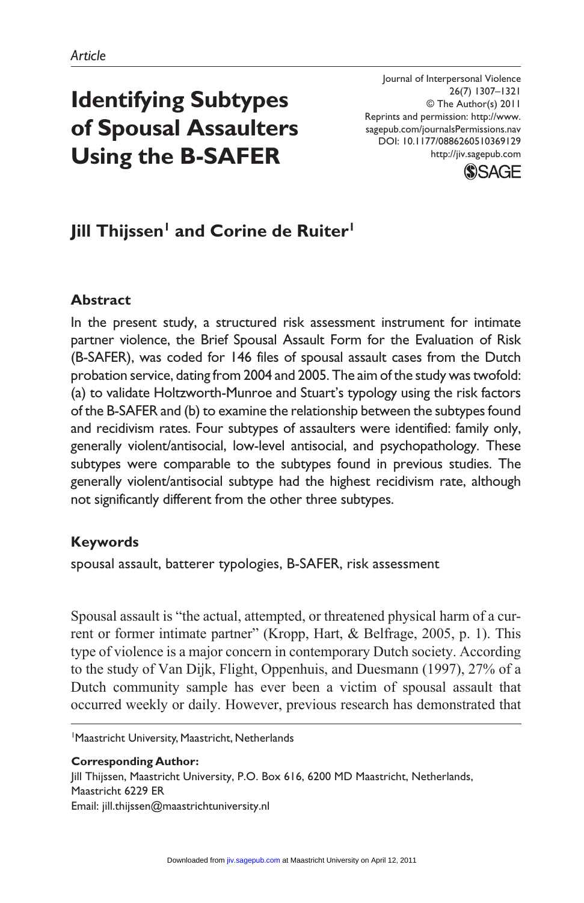Article

# Identifying Subtypes of Spousal Assaulters Using the B-SAFER

Journal of Interpersonal Violence
26(7) 1307–1321
© The Author(s) 2011
Reprints and permission: http://www.sagepub.com/journalsPermissions.nav
DOI: 10.1177/0886260510369129
http://jiv.sagepub.com

**Jill Thijssen[1] and Corine de Ruiter[1]**

## Abstract

In the present study, a structured risk assessment instrument for intimate partner violence, the Brief Spousal Assault Form for the Evaluation of Risk (B-SAFER), was coded for 146 files of spousal assault cases from the Dutch probation service, dating from 2004 and 2005. The aim of the study was twofold: (a) to validate Holtzworth-Munroe and Stuart's typology using the risk factors of the B-SAFER and (b) to examine the relationship between the subtypes found and recidivism rates. Four subtypes of assaulters were identified: family only, generally violent/antisocial, low-level antisocial, and psychopathology. These subtypes were comparable to the subtypes found in previous studies. The generally violent/antisocial subtype had the highest recidivism rate, although not significantly different from the other three subtypes.

## Keywords

spousal assault, batterer typologies, B-SAFER, risk assessment

Spousal assault is "the actual, attempted, or threatened physical harm of a current or former intimate partner" (Kropp, Hart, & Belfrage, 2005, p. 1). This type of violence is a major concern in contemporary Dutch society. According to the study of Van Dijk, Flight, Oppenhuis, and Duesmann (1997), 27% of a Dutch community sample has ever been a victim of spousal assault that occurred weekly or daily. However, previous research has demonstrated that

[1]Maastricht University, Maastricht, Netherlands

**Corresponding Author:**
Jill Thijssen, Maastricht University, P.O. Box 616, 6200 MD Maastricht, Netherlands, Maastricht 6229 ER
Email: jill.thijssen@maastrichtuniversity.nl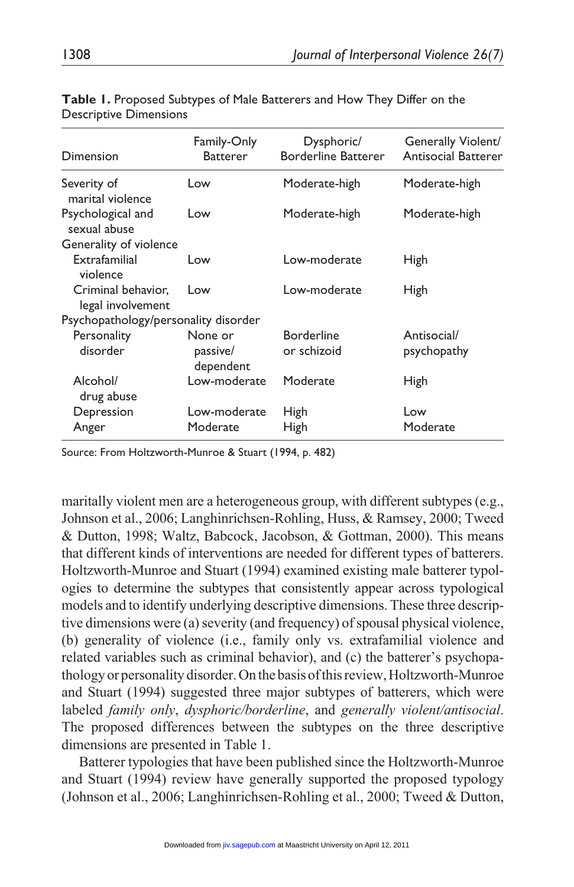**Table 1.** Proposed Subtypes of Male Batterers and How They Differ on the Descriptive Dimensions

| Dimension | Family-Only Batterer | Dysphoric/ Borderline Batterer | Generally Violent/ Antisocial Batterer |
|---|---|---|---|
| Severity of marital violence | Low | Moderate-high | Moderate-high |
| Psychological and sexual abuse | Low | Moderate-high | Moderate-high |
| Generality of violence | | | |
| Extrafamilial violence | Low | Low-moderate | High |
| Criminal behavior, legal involvement | Low | Low-moderate | High |
| Psychopathology/personality disorder | | | |
| Personality disorder | None or passive/ dependent | Borderline or schizoid | Antisocial/ psychopathy |
| Alcohol/ drug abuse | Low-moderate | Moderate | High |
| Depression | Low-moderate | High | Low |
| Anger | Moderate | High | Moderate |

Source: From Holtzworth-Munroe & Stuart (1994, p. 482)

maritally violent men are a heterogeneous group, with different subtypes (e.g., Johnson et al., 2006; Langhinrichsen-Rohling, Huss, & Ramsey, 2000; Tweed & Dutton, 1998; Waltz, Babcock, Jacobson, & Gottman, 2000). This means that different kinds of interventions are needed for different types of batterers. Holtzworth-Munroe and Stuart (1994) examined existing male batterer typologies to determine the subtypes that consistently appear across typological models and to identify underlying descriptive dimensions. These three descriptive dimensions were (a) severity (and frequency) of spousal physical violence, (b) generality of violence (i.e., family only vs. extrafamilial violence and related variables such as criminal behavior), and (c) the batterer's psychopathology or personality disorder. On the basis of this review, Holtzworth-Munroe and Stuart (1994) suggested three major subtypes of batterers, which were labeled *family only*, *dysphoric/borderline*, and *generally violent/antisocial*. The proposed differences between the subtypes on the three descriptive dimensions are presented in Table 1.

Batterer typologies that have been published since the Holtzworth-Munroe and Stuart (1994) review have generally supported the proposed typology (Johnson et al., 2006; Langhinrichsen-Rohling et al., 2000; Tweed & Dutton,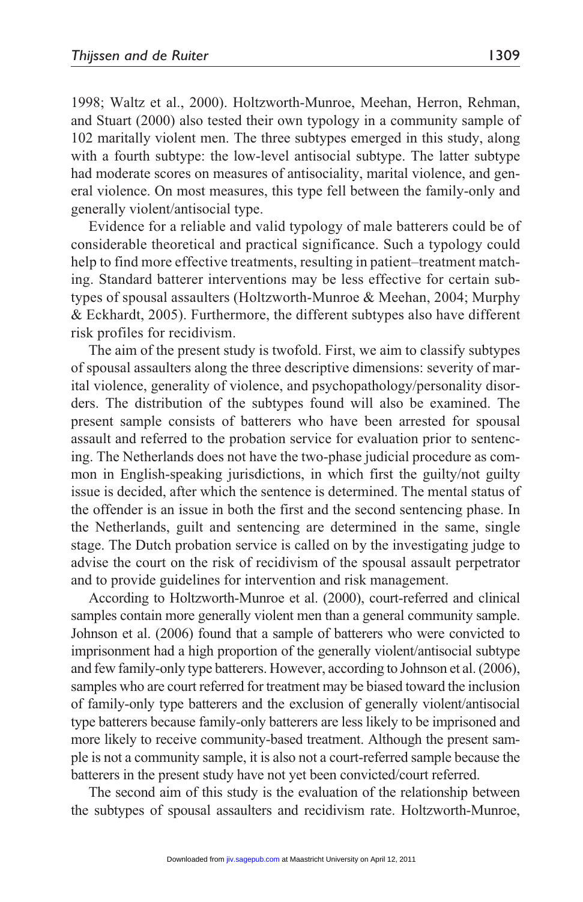1998; Waltz et al., 2000). Holtzworth-Munroe, Meehan, Herron, Rehman, and Stuart (2000) also tested their own typology in a community sample of 102 maritally violent men. The three subtypes emerged in this study, along with a fourth subtype: the low-level antisocial subtype. The latter subtype had moderate scores on measures of antisociality, marital violence, and general violence. On most measures, this type fell between the family-only and generally violent/antisocial type.

Evidence for a reliable and valid typology of male batterers could be of considerable theoretical and practical significance. Such a typology could help to find more effective treatments, resulting in patient–treatment matching. Standard batterer interventions may be less effective for certain subtypes of spousal assaulters (Holtzworth-Munroe & Meehan, 2004; Murphy & Eckhardt, 2005). Furthermore, the different subtypes also have different risk profiles for recidivism.

The aim of the present study is twofold. First, we aim to classify subtypes of spousal assaulters along the three descriptive dimensions: severity of marital violence, generality of violence, and psychopathology/personality disorders. The distribution of the subtypes found will also be examined. The present sample consists of batterers who have been arrested for spousal assault and referred to the probation service for evaluation prior to sentencing. The Netherlands does not have the two-phase judicial procedure as common in English-speaking jurisdictions, in which first the guilty/not guilty issue is decided, after which the sentence is determined. The mental status of the offender is an issue in both the first and the second sentencing phase. In the Netherlands, guilt and sentencing are determined in the same, single stage. The Dutch probation service is called on by the investigating judge to advise the court on the risk of recidivism of the spousal assault perpetrator and to provide guidelines for intervention and risk management.

According to Holtzworth-Munroe et al. (2000), court-referred and clinical samples contain more generally violent men than a general community sample. Johnson et al. (2006) found that a sample of batterers who were convicted to imprisonment had a high proportion of the generally violent/antisocial subtype and few family-only type batterers. However, according to Johnson et al. (2006), samples who are court referred for treatment may be biased toward the inclusion of family-only type batterers and the exclusion of generally violent/antisocial type batterers because family-only batterers are less likely to be imprisoned and more likely to receive community-based treatment. Although the present sample is not a community sample, it is also not a court-referred sample because the batterers in the present study have not yet been convicted/court referred.

The second aim of this study is the evaluation of the relationship between the subtypes of spousal assaulters and recidivism rate. Holtzworth-Munroe,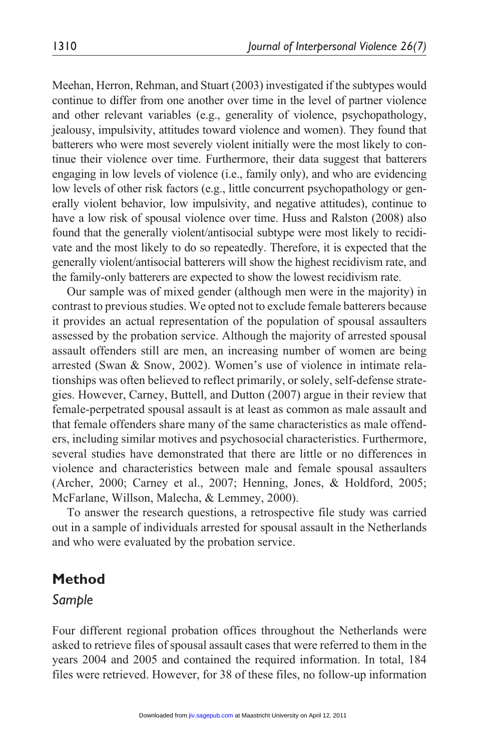Meehan, Herron, Rehman, and Stuart (2003) investigated if the subtypes would continue to differ from one another over time in the level of partner violence and other relevant variables (e.g., generality of violence, psychopathology, jealousy, impulsivity, attitudes toward violence and women). They found that batterers who were most severely violent initially were the most likely to continue their violence over time. Furthermore, their data suggest that batterers engaging in low levels of violence (i.e., family only), and who are evidencing low levels of other risk factors (e.g., little concurrent psychopathology or generally violent behavior, low impulsivity, and negative attitudes), continue to have a low risk of spousal violence over time. Huss and Ralston (2008) also found that the generally violent/antisocial subtype were most likely to recidivate and the most likely to do so repeatedly. Therefore, it is expected that the generally violent/antisocial batterers will show the highest recidivism rate, and the family-only batterers are expected to show the lowest recidivism rate.

Our sample was of mixed gender (although men were in the majority) in contrast to previous studies. We opted not to exclude female batterers because it provides an actual representation of the population of spousal assaulters assessed by the probation service. Although the majority of arrested spousal assault offenders still are men, an increasing number of women are being arrested (Swan & Snow, 2002). Women's use of violence in intimate relationships was often believed to reflect primarily, or solely, self-defense strategies. However, Carney, Buttell, and Dutton (2007) argue in their review that female-perpetrated spousal assault is at least as common as male assault and that female offenders share many of the same characteristics as male offenders, including similar motives and psychosocial characteristics. Furthermore, several studies have demonstrated that there are little or no differences in violence and characteristics between male and female spousal assaulters (Archer, 2000; Carney et al., 2007; Henning, Jones, & Holdford, 2005; McFarlane, Willson, Malecha, & Lemmey, 2000).

To answer the research questions, a retrospective file study was carried out in a sample of individuals arrested for spousal assault in the Netherlands and who were evaluated by the probation service.

## Method

### *Sample*

Four different regional probation offices throughout the Netherlands were asked to retrieve files of spousal assault cases that were referred to them in the years 2004 and 2005 and contained the required information. In total, 184 files were retrieved. However, for 38 of these files, no follow-up information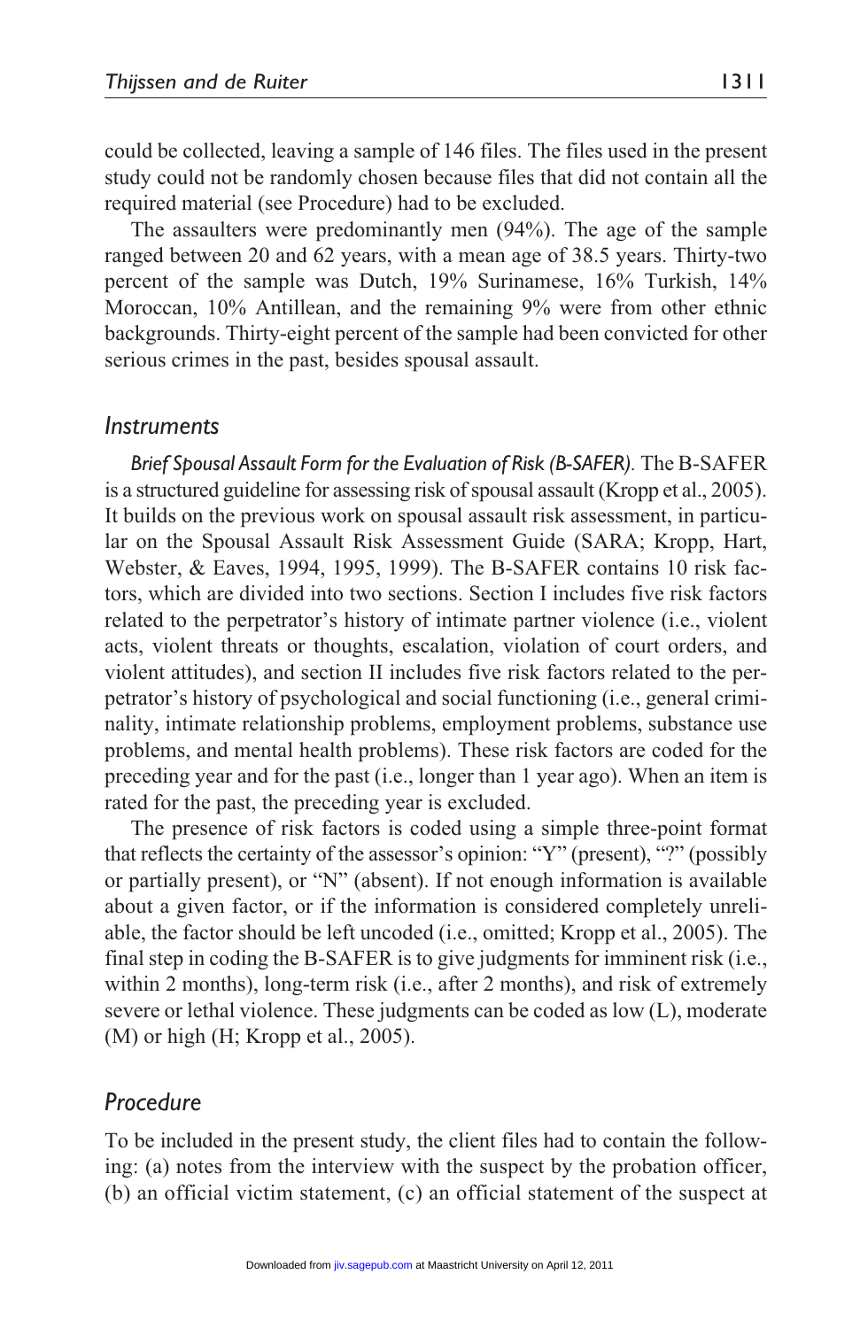could be collected, leaving a sample of 146 files. The files used in the present study could not be randomly chosen because files that did not contain all the required material (see Procedure) had to be excluded.

The assaulters were predominantly men (94%). The age of the sample ranged between 20 and 62 years, with a mean age of 38.5 years. Thirty-two percent of the sample was Dutch, 19% Surinamese, 16% Turkish, 14% Moroccan, 10% Antillean, and the remaining 9% were from other ethnic backgrounds. Thirty-eight percent of the sample had been convicted for other serious crimes in the past, besides spousal assault.

### Instruments

*Brief Spousal Assault Form for the Evaluation of Risk (B-SAFER).* The B-SAFER is a structured guideline for assessing risk of spousal assault (Kropp et al., 2005). It builds on the previous work on spousal assault risk assessment, in particular on the Spousal Assault Risk Assessment Guide (SARA; Kropp, Hart, Webster, & Eaves, 1994, 1995, 1999). The B-SAFER contains 10 risk factors, which are divided into two sections. Section I includes five risk factors related to the perpetrator's history of intimate partner violence (i.e., violent acts, violent threats or thoughts, escalation, violation of court orders, and violent attitudes), and section II includes five risk factors related to the perpetrator's history of psychological and social functioning (i.e., general criminality, intimate relationship problems, employment problems, substance use problems, and mental health problems). These risk factors are coded for the preceding year and for the past (i.e., longer than 1 year ago). When an item is rated for the past, the preceding year is excluded.

The presence of risk factors is coded using a simple three-point format that reflects the certainty of the assessor's opinion: "Y" (present), "?" (possibly or partially present), or "N" (absent). If not enough information is available about a given factor, or if the information is considered completely unreliable, the factor should be left uncoded (i.e., omitted; Kropp et al., 2005). The final step in coding the B-SAFER is to give judgments for imminent risk (i.e., within 2 months), long-term risk (i.e., after 2 months), and risk of extremely severe or lethal violence. These judgments can be coded as low (L), moderate (M) or high (H; Kropp et al., 2005).

### Procedure

To be included in the present study, the client files had to contain the following: (a) notes from the interview with the suspect by the probation officer, (b) an official victim statement, (c) an official statement of the suspect at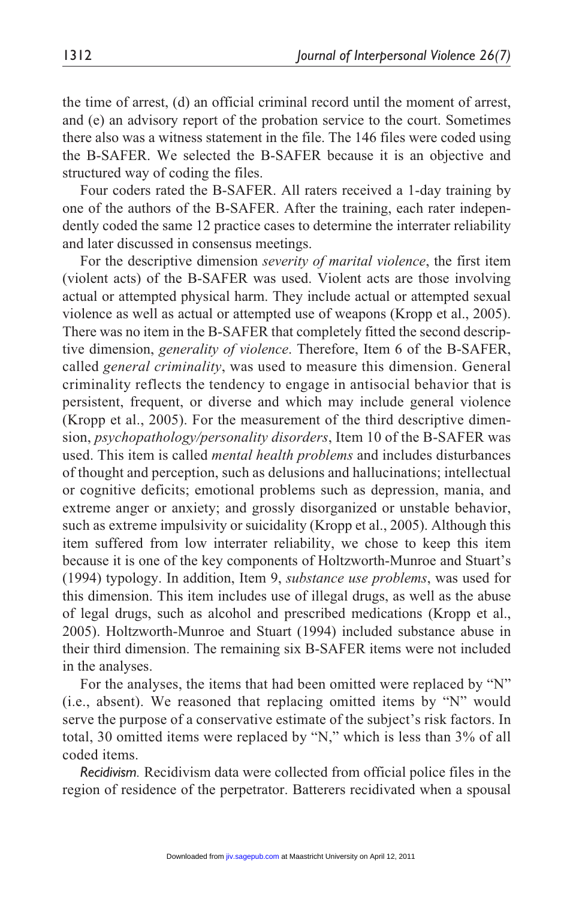the time of arrest, (d) an official criminal record until the moment of arrest, and (e) an advisory report of the probation service to the court. Sometimes there also was a witness statement in the file. The 146 files were coded using the B-SAFER. We selected the B-SAFER because it is an objective and structured way of coding the files.

Four coders rated the B-SAFER. All raters received a 1-day training by one of the authors of the B-SAFER. After the training, each rater independently coded the same 12 practice cases to determine the interrater reliability and later discussed in consensus meetings.

For the descriptive dimension *severity of marital violence*, the first item (violent acts) of the B-SAFER was used. Violent acts are those involving actual or attempted physical harm. They include actual or attempted sexual violence as well as actual or attempted use of weapons (Kropp et al., 2005). There was no item in the B-SAFER that completely fitted the second descriptive dimension, *generality of violence*. Therefore, Item 6 of the B-SAFER, called *general criminality*, was used to measure this dimension. General criminality reflects the tendency to engage in antisocial behavior that is persistent, frequent, or diverse and which may include general violence (Kropp et al., 2005). For the measurement of the third descriptive dimension, *psychopathology/personality disorders*, Item 10 of the B-SAFER was used. This item is called *mental health problems* and includes disturbances of thought and perception, such as delusions and hallucinations; intellectual or cognitive deficits; emotional problems such as depression, mania, and extreme anger or anxiety; and grossly disorganized or unstable behavior, such as extreme impulsivity or suicidality (Kropp et al., 2005). Although this item suffered from low interrater reliability, we chose to keep this item because it is one of the key components of Holtzworth-Munroe and Stuart's (1994) typology. In addition, Item 9, *substance use problems*, was used for this dimension. This item includes use of illegal drugs, as well as the abuse of legal drugs, such as alcohol and prescribed medications (Kropp et al., 2005). Holtzworth-Munroe and Stuart (1994) included substance abuse in their third dimension. The remaining six B-SAFER items were not included in the analyses.

For the analyses, the items that had been omitted were replaced by "N" (i.e., absent). We reasoned that replacing omitted items by "N" would serve the purpose of a conservative estimate of the subject's risk factors. In total, 30 omitted items were replaced by "N," which is less than 3% of all coded items.

*Recidivism.* Recidivism data were collected from official police files in the region of residence of the perpetrator. Batterers recidivated when a spousal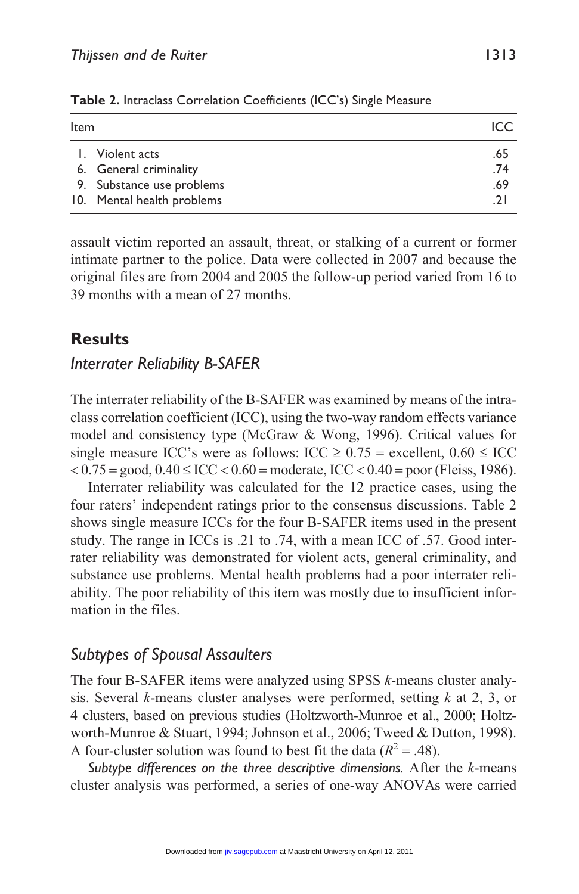**Table 2.** Intraclass Correlation Coefficients (ICC's) Single Measure

| Item | ICC |
| --- | --- |
| 1. Violent acts | .65 |
| 6. General criminality | .74 |
| 9. Substance use problems | .69 |
| 10. Mental health problems | .21 |

assault victim reported an assault, threat, or stalking of a current or former intimate partner to the police. Data were collected in 2007 and because the original files are from 2004 and 2005 the follow-up period varied from 16 to 39 months with a mean of 27 months.

## Results

### Interrater Reliability B-SAFER

The interrater reliability of the B-SAFER was examined by means of the intraclass correlation coefficient (ICC), using the two-way random effects variance model and consistency type (McGraw & Wong, 1996). Critical values for single measure ICC's were as follows: ICC $\geq 0.75$ = excellent, $0.60 \leq$ ICC $< 0.75$ = good, $0.40 \leq$ ICC $< 0.60$ = moderate, ICC $< 0.40$ = poor (Fleiss, 1986).

Interrater reliability was calculated for the 12 practice cases, using the four raters' independent ratings prior to the consensus discussions. Table 2 shows single measure ICCs for the four B-SAFER items used in the present study. The range in ICCs is .21 to .74, with a mean ICC of .57. Good interrater reliability was demonstrated for violent acts, general criminality, and substance use problems. Mental health problems had a poor interrater reliability. The poor reliability of this item was mostly due to insufficient information in the files.

### Subtypes of Spousal Assaulters

The four B-SAFER items were analyzed using SPSS *k*-means cluster analysis. Several *k*-means cluster analyses were performed, setting *k* at 2, 3, or 4 clusters, based on previous studies (Holtzworth-Munroe et al., 2000; Holtzworth-Munroe & Stuart, 1994; Johnson et al., 2006; Tweed & Dutton, 1998). A four-cluster solution was found to best fit the data ($R^2$ = .48).

*Subtype differences on the three descriptive dimensions.* After the *k*-means cluster analysis was performed, a series of one-way ANOVAs were carried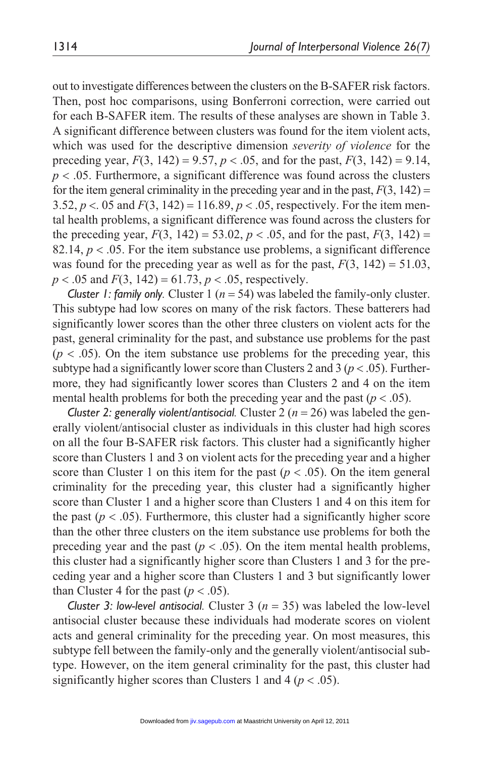out to investigate differences between the clusters on the B-SAFER risk factors. Then, post hoc comparisons, using Bonferroni correction, were carried out for each B-SAFER item. The results of these analyses are shown in Table 3. A significant difference between clusters was found for the item violent acts, which was used for the descriptive dimension *severity of violence* for the preceding year, $F(3, 142) = 9.57$, $p < .05$, and for the past, $F(3, 142) = 9.14$, $p < .05$. Furthermore, a significant difference was found across the clusters for the item general criminality in the preceding year and in the past, $F(3, 142) = 3.52$, $p <. 05$ and $F(3, 142) = 116.89$, $p < .05$, respectively. For the item mental health problems, a significant difference was found across the clusters for the preceding year, $F(3, 142) = 53.02$, $p < .05$, and for the past, $F(3, 142) = 82.14$, $p < .05$. For the item substance use problems, a significant difference was found for the preceding year as well as for the past, $F(3, 142) = 51.03$, $p < .05$ and $F(3, 142) = 61.73$, $p < .05$, respectively.

*Cluster 1: family only.* Cluster 1 ($n = 54$) was labeled the family-only cluster. This subtype had low scores on many of the risk factors. These batterers had significantly lower scores than the other three clusters on violent acts for the past, general criminality for the past, and substance use problems for the past ($p < .05$). On the item substance use problems for the preceding year, this subtype had a significantly lower score than Clusters 2 and 3 ($p < .05$). Furthermore, they had significantly lower scores than Clusters 2 and 4 on the item mental health problems for both the preceding year and the past ($p < .05$).

*Cluster 2: generally violent/antisocial.* Cluster 2 ($n = 26$) was labeled the generally violent/antisocial cluster as individuals in this cluster had high scores on all the four B-SAFER risk factors. This cluster had a significantly higher score than Clusters 1 and 3 on violent acts for the preceding year and a higher score than Cluster 1 on this item for the past ($p < .05$). On the item general criminality for the preceding year, this cluster had a significantly higher score than Cluster 1 and a higher score than Clusters 1 and 4 on this item for the past ($p < .05$). Furthermore, this cluster had a significantly higher score than the other three clusters on the item substance use problems for both the preceding year and the past ($p < .05$). On the item mental health problems, this cluster had a significantly higher score than Clusters 1 and 3 for the preceding year and a higher score than Clusters 1 and 3 but significantly lower than Cluster 4 for the past ($p < .05$).

*Cluster 3: low-level antisocial.* Cluster 3 ($n = 35$) was labeled the low-level antisocial cluster because these individuals had moderate scores on violent acts and general criminality for the preceding year. On most measures, this subtype fell between the family-only and the generally violent/antisocial subtype. However, on the item general criminality for the past, this cluster had significantly higher scores than Clusters 1 and 4 ($p < .05$).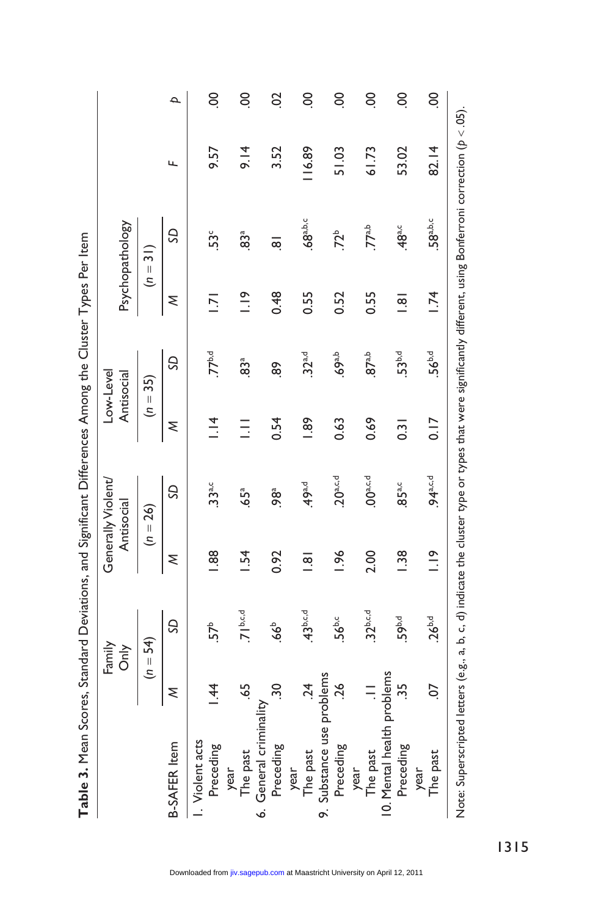**Table 3.** Mean Scores, Standard Deviations, and Significant Differences Among the Cluster Types Per Item

| B-SAFER Item | Family Only ($n$ = 54) | | Generally Violent/ Antisocial ($n$ = 26) | | Low-Level Antisocial ($n$ = 35) | | Psychopathology ($n$ = 31) | | | |
|---|---|---|---|---|---|---|---|---|---|---|
| | $M$ | $SD$ | $M$ | $SD$ | $M$ | $SD$ | $M$ | $SD$ | $F$ | $p$ |
| 1. Violent acts | | | | | | | | | | |
| Preceding year | 1.44 | .57$^{b}$ | 1.88 | .33$^{a,c}$ | 1.14 | .77$^{b,d}$ | 1.71 | .53$^{c}$ | 9.57 | .00 |
| The past | .65 | .71$^{b,c,d}$ | 1.54 | .65$^{a}$ | 1.11 | .83$^{a}$ | 1.19 | .83$^{a}$ | 9.14 | .00 |
| 6. General criminality | | | | | | | | | | |
| Preceding year | .30 | .66$^{b}$ | 0.92 | .98$^{a}$ | 0.54 | .89 | 0.48 | .81 | 3.52 | .02 |
| The past | .24 | .43$^{b,c,d}$ | 1.81 | .49$^{a,d}$ | 1.89 | .32$^{a,d}$ | 0.55 | .68$^{a,b,c}$ | 116.89 | .00 |
| 9. Substance use problems | | | | | | | | | | |
| Preceding year | .26 | .56$^{b,c}$ | 1.96 | .20$^{a,c,d}$ | 0.63 | .69$^{a,b}$ | 0.52 | .72$^{b}$ | 51.03 | .00 |
| The past | .11 | .32$^{b,c,d}$ | 2.00 | .00$^{a,c,d}$ | 0.69 | .87$^{a,b}$ | 0.55 | .77$^{a,b}$ | 61.73 | .00 |
| 10. Mental health problems | | | | | | | | | | |
| Preceding year | .35 | .59$^{b,d}$ | 1.38 | .85$^{a,c}$ | 0.31 | .53$^{b,d}$ | 1.81 | .48$^{a,c}$ | 53.02 | .00 |
| The past | .07 | .26$^{b,d}$ | 1.19 | .94$^{a,c,d}$ | 0.17 | .56$^{b,d}$ | 1.74 | .58$^{a,b,c}$ | 82.14 | .00 |

Note: Superscripted letters (e.g., a, b, c, d) indicate the cluster type or types that were significantly different, using Bonferroni correction ($p < .05$).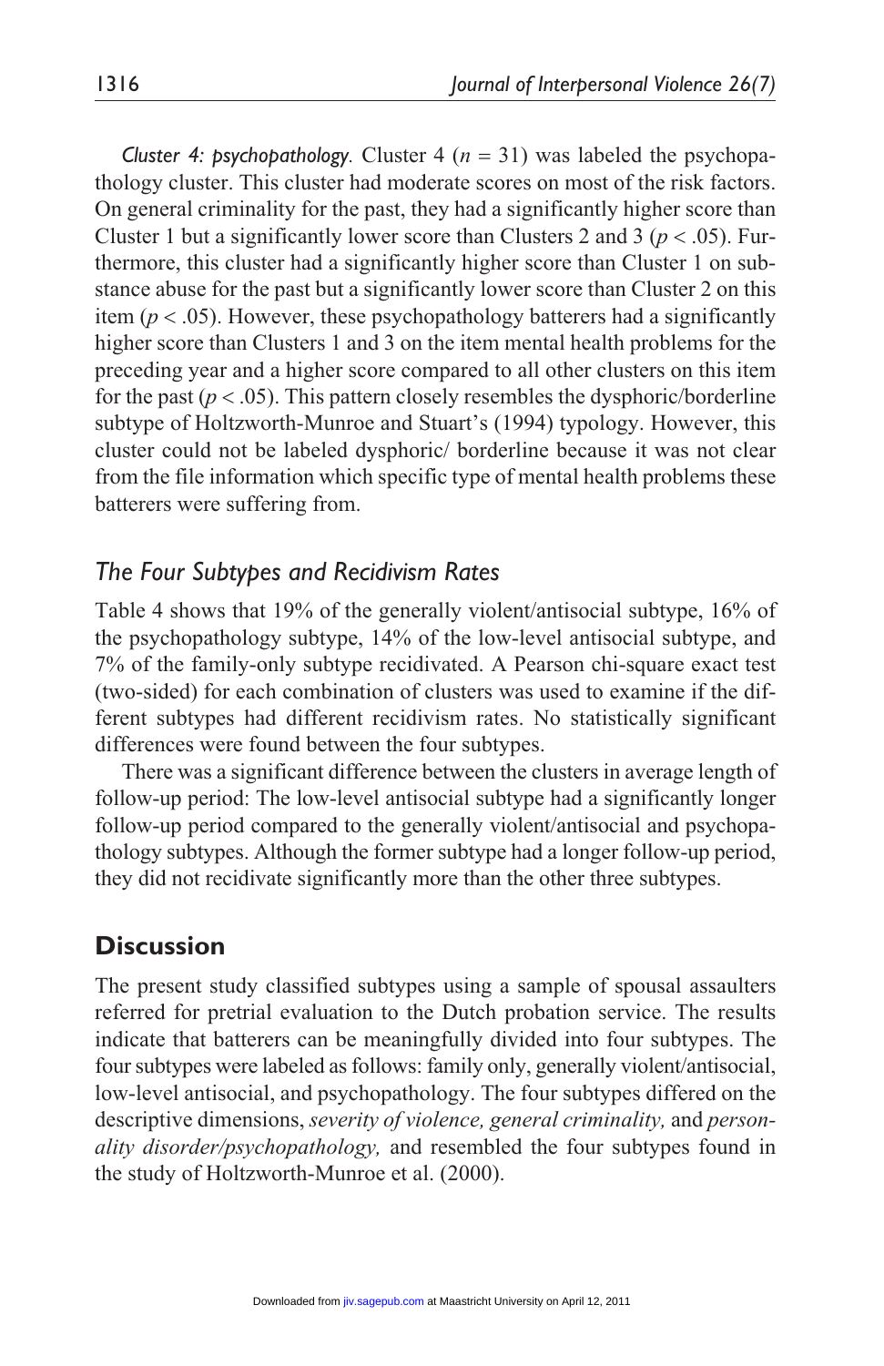*Cluster 4: psychopathology.* Cluster 4 ($n$ = 31) was labeled the psychopathology cluster. This cluster had moderate scores on most of the risk factors. On general criminality for the past, they had a significantly higher score than Cluster 1 but a significantly lower score than Clusters 2 and 3 ($p < .05$). Furthermore, this cluster had a significantly higher score than Cluster 1 on substance abuse for the past but a significantly lower score than Cluster 2 on this item ($p < .05$). However, these psychopathology batterers had a significantly higher score than Clusters 1 and 3 on the item mental health problems for the preceding year and a higher score compared to all other clusters on this item for the past ($p < .05$). This pattern closely resembles the dysphoric/borderline subtype of Holtzworth-Munroe and Stuart's (1994) typology. However, this cluster could not be labeled dysphoric/ borderline because it was not clear from the file information which specific type of mental health problems these batterers were suffering from.

### The Four Subtypes and Recidivism Rates

Table 4 shows that 19% of the generally violent/antisocial subtype, 16% of the psychopathology subtype, 14% of the low-level antisocial subtype, and 7% of the family-only subtype recidivated. A Pearson chi-square exact test (two-sided) for each combination of clusters was used to examine if the different subtypes had different recidivism rates. No statistically significant differences were found between the four subtypes.

There was a significant difference between the clusters in average length of follow-up period: The low-level antisocial subtype had a significantly longer follow-up period compared to the generally violent/antisocial and psychopathology subtypes. Although the former subtype had a longer follow-up period, they did not recidivate significantly more than the other three subtypes.

## Discussion

The present study classified subtypes using a sample of spousal assaulters referred for pretrial evaluation to the Dutch probation service. The results indicate that batterers can be meaningfully divided into four subtypes. The four subtypes were labeled as follows: family only, generally violent/antisocial, low-level antisocial, and psychopathology. The four subtypes differed on the descriptive dimensions, *severity of violence, general criminality,* and *personality disorder/psychopathology,* and resembled the four subtypes found in the study of Holtzworth-Munroe et al. (2000).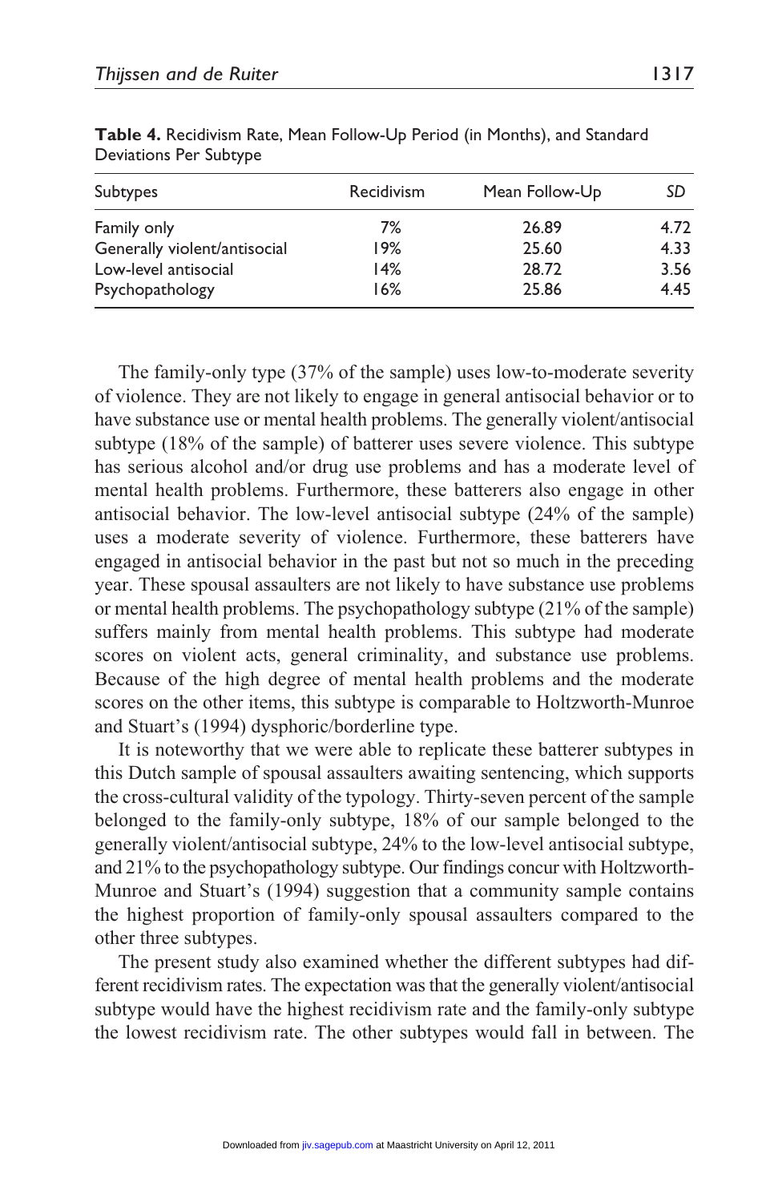**Table 4.** Recidivism Rate, Mean Follow-Up Period (in Months), and Standard Deviations Per Subtype

| Subtypes | Recidivism | Mean Follow-Up | *SD* |
|---|---|---|---|
| Family only | 7% | 26.89 | 4.72 |
| Generally violent/antisocial | 19% | 25.60 | 4.33 |
| Low-level antisocial | 14% | 28.72 | 3.56 |
| Psychopathology | 16% | 25.86 | 4.45 |

The family-only type (37% of the sample) uses low-to-moderate severity of violence. They are not likely to engage in general antisocial behavior or to have substance use or mental health problems. The generally violent/antisocial subtype (18% of the sample) of batterer uses severe violence. This subtype has serious alcohol and/or drug use problems and has a moderate level of mental health problems. Furthermore, these batterers also engage in other antisocial behavior. The low-level antisocial subtype (24% of the sample) uses a moderate severity of violence. Furthermore, these batterers have engaged in antisocial behavior in the past but not so much in the preceding year. These spousal assaulters are not likely to have substance use problems or mental health problems. The psychopathology subtype (21% of the sample) suffers mainly from mental health problems. This subtype had moderate scores on violent acts, general criminality, and substance use problems. Because of the high degree of mental health problems and the moderate scores on the other items, this subtype is comparable to Holtzworth-Munroe and Stuart's (1994) dysphoric/borderline type.

It is noteworthy that we were able to replicate these batterer subtypes in this Dutch sample of spousal assaulters awaiting sentencing, which supports the cross-cultural validity of the typology. Thirty-seven percent of the sample belonged to the family-only subtype, 18% of our sample belonged to the generally violent/antisocial subtype, 24% to the low-level antisocial subtype, and 21% to the psychopathology subtype. Our findings concur with Holtzworth-Munroe and Stuart's (1994) suggestion that a community sample contains the highest proportion of family-only spousal assaulters compared to the other three subtypes.

The present study also examined whether the different subtypes had different recidivism rates. The expectation was that the generally violent/antisocial subtype would have the highest recidivism rate and the family-only subtype the lowest recidivism rate. The other subtypes would fall in between. The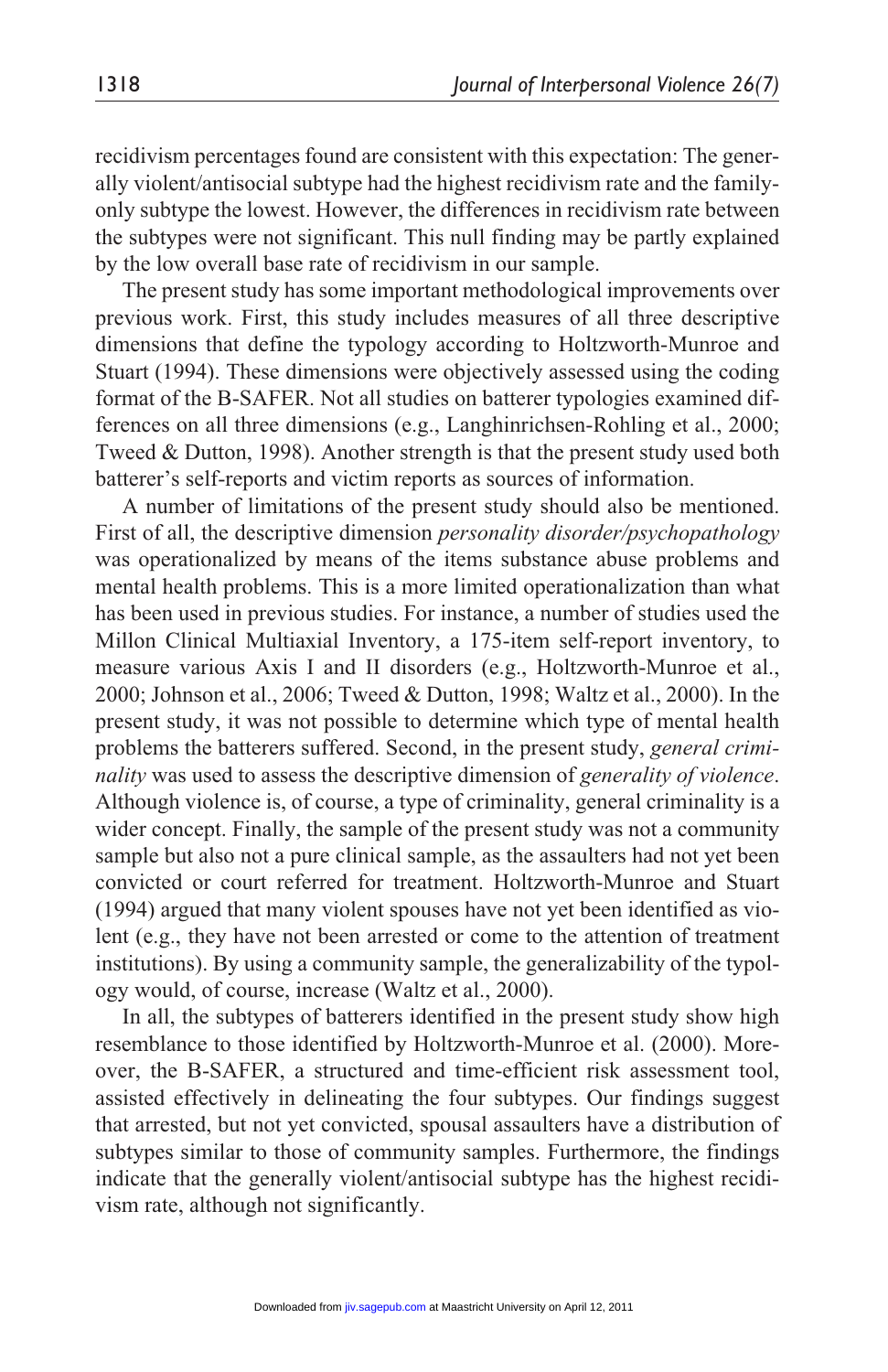recidivism percentages found are consistent with this expectation: The generally violent/antisocial subtype had the highest recidivism rate and the family-only subtype the lowest. However, the differences in recidivism rate between the subtypes were not significant. This null finding may be partly explained by the low overall base rate of recidivism in our sample.

The present study has some important methodological improvements over previous work. First, this study includes measures of all three descriptive dimensions that define the typology according to Holtzworth-Munroe and Stuart (1994). These dimensions were objectively assessed using the coding format of the B-SAFER. Not all studies on batterer typologies examined differences on all three dimensions (e.g., Langhinrichsen-Rohling et al., 2000; Tweed & Dutton, 1998). Another strength is that the present study used both batterer's self-reports and victim reports as sources of information.

A number of limitations of the present study should also be mentioned. First of all, the descriptive dimension *personality disorder/psychopathology* was operationalized by means of the items substance abuse problems and mental health problems. This is a more limited operationalization than what has been used in previous studies. For instance, a number of studies used the Millon Clinical Multiaxial Inventory, a 175-item self-report inventory, to measure various Axis I and II disorders (e.g., Holtzworth-Munroe et al., 2000; Johnson et al., 2006; Tweed & Dutton, 1998; Waltz et al., 2000). In the present study, it was not possible to determine which type of mental health problems the batterers suffered. Second, in the present study, *general criminality* was used to assess the descriptive dimension of *generality of violence*. Although violence is, of course, a type of criminality, general criminality is a wider concept. Finally, the sample of the present study was not a community sample but also not a pure clinical sample, as the assaulters had not yet been convicted or court referred for treatment. Holtzworth-Munroe and Stuart (1994) argued that many violent spouses have not yet been identified as violent (e.g., they have not been arrested or come to the attention of treatment institutions). By using a community sample, the generalizability of the typology would, of course, increase (Waltz et al., 2000).

In all, the subtypes of batterers identified in the present study show high resemblance to those identified by Holtzworth-Munroe et al. (2000). Moreover, the B-SAFER, a structured and time-efficient risk assessment tool, assisted effectively in delineating the four subtypes. Our findings suggest that arrested, but not yet convicted, spousal assaulters have a distribution of subtypes similar to those of community samples. Furthermore, the findings indicate that the generally violent/antisocial subtype has the highest recidivism rate, although not significantly.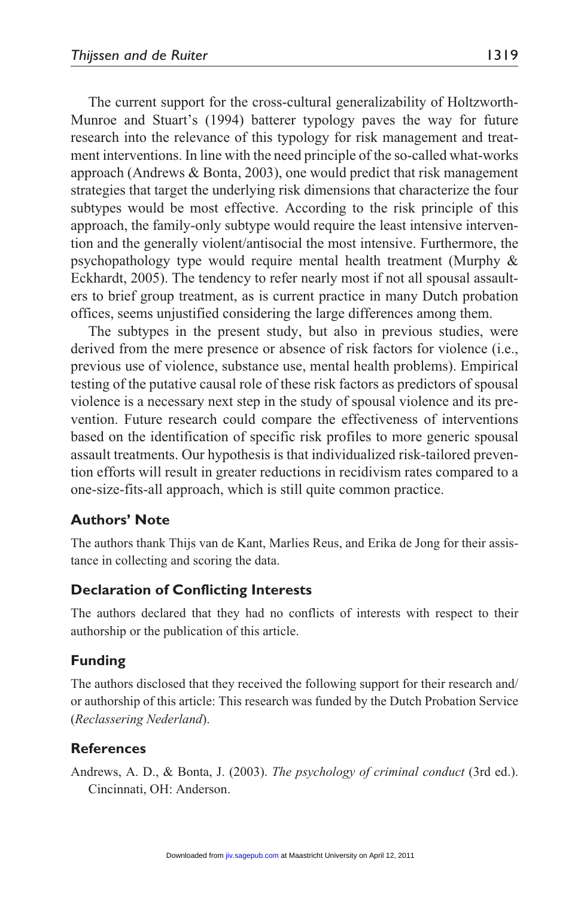The current support for the cross-cultural generalizability of Holtzworth-Munroe and Stuart's (1994) batterer typology paves the way for future research into the relevance of this typology for risk management and treatment interventions. In line with the need principle of the so-called what-works approach (Andrews & Bonta, 2003), one would predict that risk management strategies that target the underlying risk dimensions that characterize the four subtypes would be most effective. According to the risk principle of this approach, the family-only subtype would require the least intensive intervention and the generally violent/antisocial the most intensive. Furthermore, the psychopathology type would require mental health treatment (Murphy & Eckhardt, 2005). The tendency to refer nearly most if not all spousal assaulters to brief group treatment, as is current practice in many Dutch probation offices, seems unjustified considering the large differences among them.

The subtypes in the present study, but also in previous studies, were derived from the mere presence or absence of risk factors for violence (i.e., previous use of violence, substance use, mental health problems). Empirical testing of the putative causal role of these risk factors as predictors of spousal violence is a necessary next step in the study of spousal violence and its prevention. Future research could compare the effectiveness of interventions based on the identification of specific risk profiles to more generic spousal assault treatments. Our hypothesis is that individualized risk-tailored prevention efforts will result in greater reductions in recidivism rates compared to a one-size-fits-all approach, which is still quite common practice.

## Authors' Note

The authors thank Thijs van de Kant, Marlies Reus, and Erika de Jong for their assistance in collecting and scoring the data.

## Declaration of Conflicting Interests

The authors declared that they had no conflicts of interests with respect to their authorship or the publication of this article.

## Funding

The authors disclosed that they received the following support for their research and/or authorship of this article: This research was funded by the Dutch Probation Service (*Reclassering Nederland*).

## References

Andrews, A. D., & Bonta, J. (2003). *The psychology of criminal conduct* (3rd ed.). Cincinnati, OH: Anderson.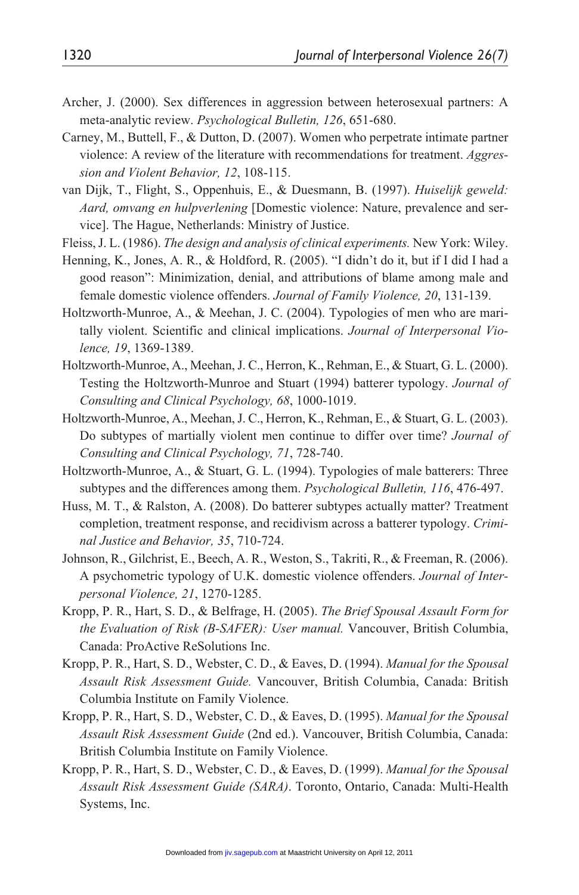Archer, J. (2000). Sex differences in aggression between heterosexual partners: A meta-analytic review. *Psychological Bulletin, 126*, 651-680.

Carney, M., Buttell, F., & Dutton, D. (2007). Women who perpetrate intimate partner violence: A review of the literature with recommendations for treatment. *Aggression and Violent Behavior, 12*, 108-115.

van Dijk, T., Flight, S., Oppenhuis, E., & Duesmann, B. (1997). *Huiselijk geweld: Aard, omvang en hulpverlening* [Domestic violence: Nature, prevalence and service]. The Hague, Netherlands: Ministry of Justice.

Fleiss, J. L. (1986). *The design and analysis of clinical experiments.* New York: Wiley.

Henning, K., Jones, A. R., & Holdford, R. (2005). "I didn't do it, but if I did I had a good reason": Minimization, denial, and attributions of blame among male and female domestic violence offenders. *Journal of Family Violence, 20*, 131-139.

Holtzworth-Munroe, A., & Meehan, J. C. (2004). Typologies of men who are maritally violent. Scientific and clinical implications. *Journal of Interpersonal Violence, 19*, 1369-1389.

Holtzworth-Munroe, A., Meehan, J. C., Herron, K., Rehman, E., & Stuart, G. L. (2000). Testing the Holtzworth-Munroe and Stuart (1994) batterer typology. *Journal of Consulting and Clinical Psychology, 68*, 1000-1019.

Holtzworth-Munroe, A., Meehan, J. C., Herron, K., Rehman, E., & Stuart, G. L. (2003). Do subtypes of martially violent men continue to differ over time? *Journal of Consulting and Clinical Psychology, 71*, 728-740.

Holtzworth-Munroe, A., & Stuart, G. L. (1994). Typologies of male batterers: Three subtypes and the differences among them. *Psychological Bulletin, 116*, 476-497.

Huss, M. T., & Ralston, A. (2008). Do batterer subtypes actually matter? Treatment completion, treatment response, and recidivism across a batterer typology. *Criminal Justice and Behavior, 35*, 710-724.

Johnson, R., Gilchrist, E., Beech, A. R., Weston, S., Takriti, R., & Freeman, R. (2006). A psychometric typology of U.K. domestic violence offenders. *Journal of Interpersonal Violence, 21*, 1270-1285.

Kropp, P. R., Hart, S. D., & Belfrage, H. (2005). *The Brief Spousal Assault Form for the Evaluation of Risk (B-SAFER): User manual.* Vancouver, British Columbia, Canada: ProActive ReSolutions Inc.

Kropp, P. R., Hart, S. D., Webster, C. D., & Eaves, D. (1994). *Manual for the Spousal Assault Risk Assessment Guide.* Vancouver, British Columbia, Canada: British Columbia Institute on Family Violence.

Kropp, P. R., Hart, S. D., Webster, C. D., & Eaves, D. (1995). *Manual for the Spousal Assault Risk Assessment Guide* (2nd ed.). Vancouver, British Columbia, Canada: British Columbia Institute on Family Violence.

Kropp, P. R., Hart, S. D., Webster, C. D., & Eaves, D. (1999). *Manual for the Spousal Assault Risk Assessment Guide (SARA)*. Toronto, Ontario, Canada: Multi-Health Systems, Inc.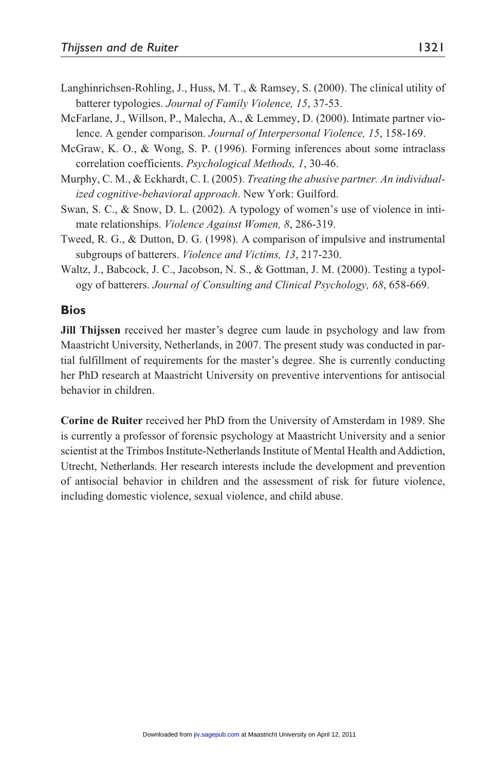Langhinrichsen-Rohling, J., Huss, M. T., & Ramsey, S. (2000). The clinical utility of batterer typologies. *Journal of Family Violence, 15*, 37-53.

McFarlane, J., Willson, P., Malecha, A., & Lemmey, D. (2000). Intimate partner violence. A gender comparison. *Journal of Interpersonal Violence, 15*, 158-169.

McGraw, K. O., & Wong, S. P. (1996). Forming inferences about some intraclass correlation coefficients. *Psychological Methods, 1*, 30-46.

Murphy, C. M., & Eckhardt, C. I. (2005). *Treating the abusive partner. An individualized cognitive-behavioral approach*. New York: Guilford.

Swan, S. C., & Snow, D. L. (2002). A typology of women's use of violence in intimate relationships. *Violence Against Women, 8*, 286-319.

Tweed, R. G., & Dutton, D. G. (1998). A comparison of impulsive and instrumental subgroups of batterers. *Violence and Victims, 13*, 217-230.

Waltz, J., Babcock, J. C., Jacobson, N. S., & Gottman, J. M. (2000). Testing a typology of batterers. *Journal of Consulting and Clinical Psychology, 68*, 658-669.

## Bios

**Jill Thijssen** received her master's degree cum laude in psychology and law from Maastricht University, Netherlands, in 2007. The present study was conducted in partial fulfillment of requirements for the master's degree. She is currently conducting her PhD research at Maastricht University on preventive interventions for antisocial behavior in children.

**Corine de Ruiter** received her PhD from the University of Amsterdam in 1989. She is currently a professor of forensic psychology at Maastricht University and a senior scientist at the Trimbos Institute-Netherlands Institute of Mental Health and Addiction, Utrecht, Netherlands. Her research interests include the development and prevention of antisocial behavior in children and the assessment of risk for future violence, including domestic violence, sexual violence, and child abuse.